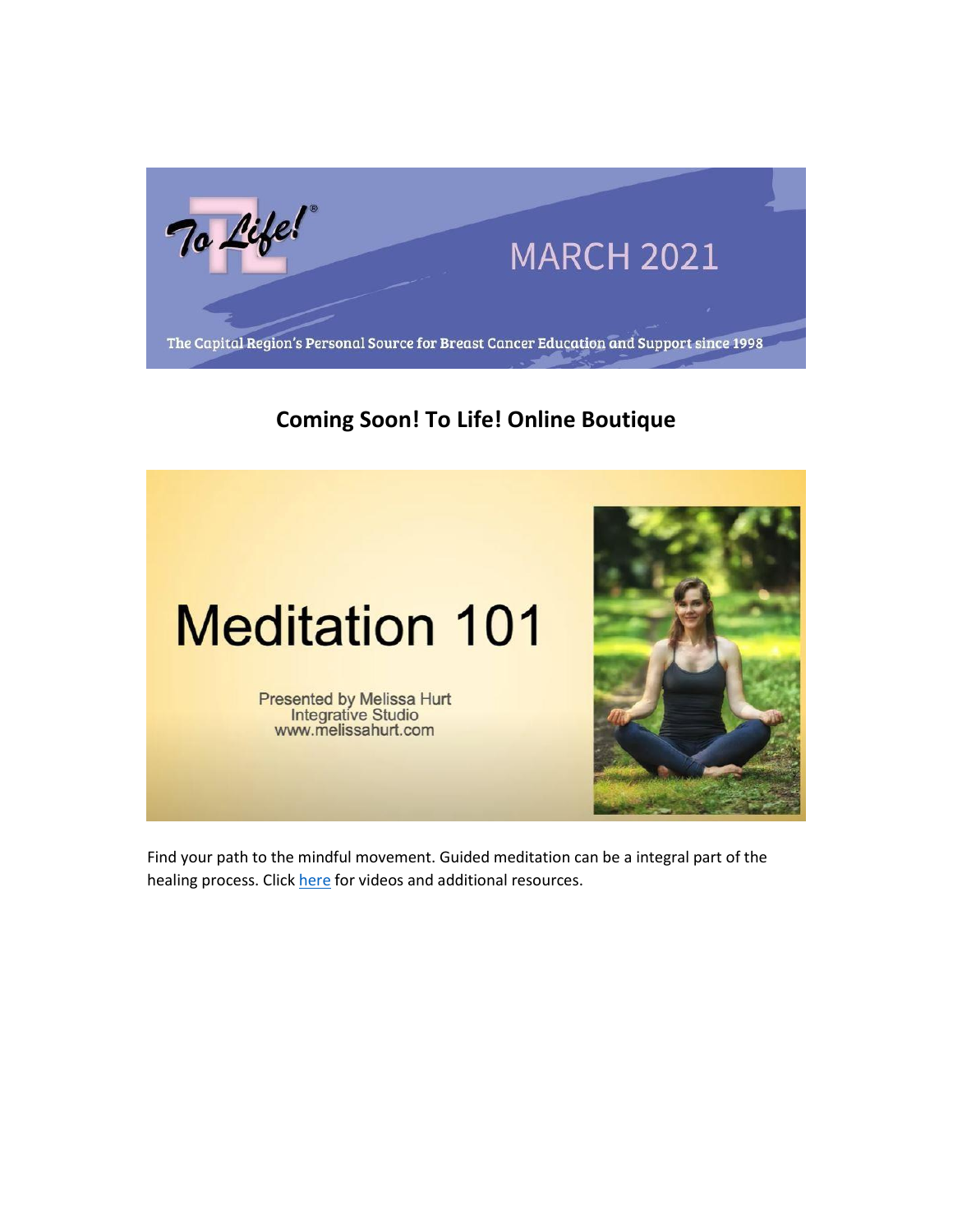To Life!®

MARCH 2021

The Capital Region's Personal Source for Breast Cancer Education and Support since 1998

## Coming Soon! To Life! Online Boutique

# Meditation 101

Presented by Melissa Hurt
Integrative Studio
www.melissahurt.com

Find your path to the mindful movement. Guided meditation can be a integral part of the healing process. Click here for videos and additional resources.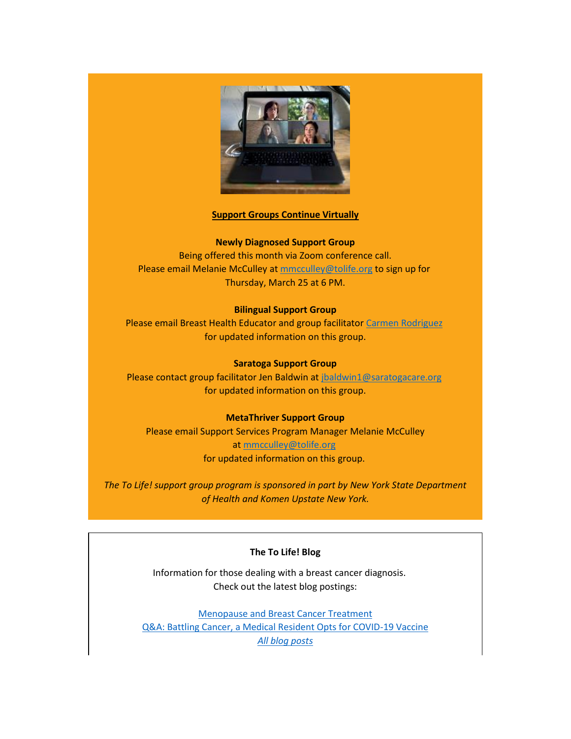**Support Groups Continue Virtually**

**Newly Diagnosed Support Group**
Being offered this month via Zoom conference call.
Please email Melanie McCulley at [mmcculley@tolife.org](mailto:mmcculley@tolife.org) to sign up for Thursday, March 25 at 6 PM.

**Bilingual Support Group**
Please email Breast Health Educator and group facilitator [Carmen Rodriguez]() for updated information on this group.

**Saratoga Support Group**
Please contact group facilitator Jen Baldwin at [jbaldwin1@saratogacare.org](mailto:jbaldwin1@saratogacare.org) for updated information on this group.

**MetaThriver Support Group**
Please email Support Services Program Manager Melanie McCulley at [mmcculley@tolife.org](mailto:mmcculley@tolife.org) for updated information on this group.

*The To Life! support group program is sponsored in part by New York State Department of Health and Komen Upstate New York.*

**The To Life! Blog**

Information for those dealing with a breast cancer diagnosis.
Check out the latest blog postings:

[Menopause and Breast Cancer Treatment]()
[Q&A: Battling Cancer, a Medical Resident Opts for COVID-19 Vaccine]()
[*All blog posts*]()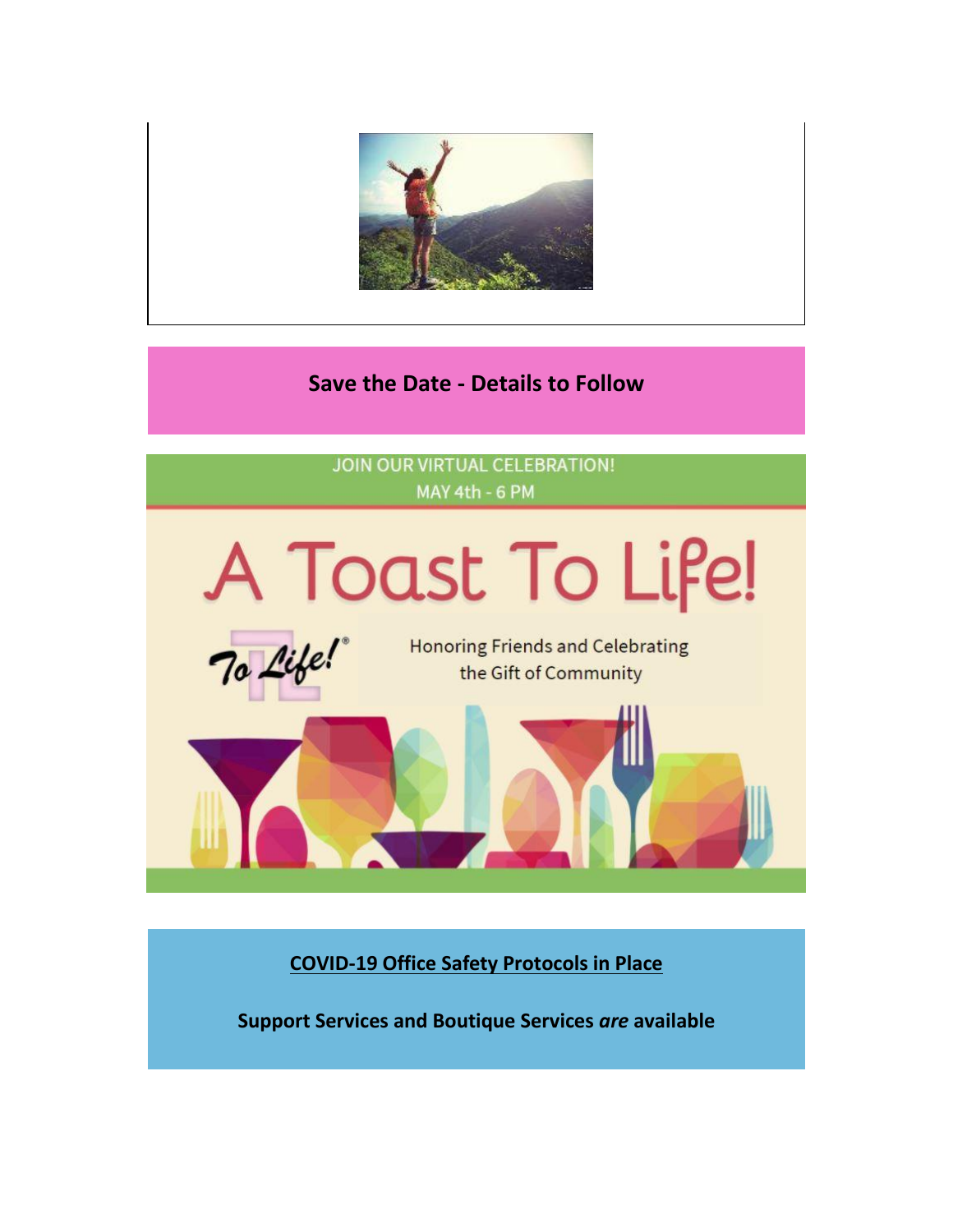**Save the Date - Details to Follow**

JOIN OUR VIRTUAL CELEBRATION!
MAY 4th - 6 PM

# A Toast To Life!

To Life!®

Honoring Friends and Celebrating the Gift of Community

**COVID-19 Office Safety Protocols in Place**

**Support Services and Boutique Services *are* available**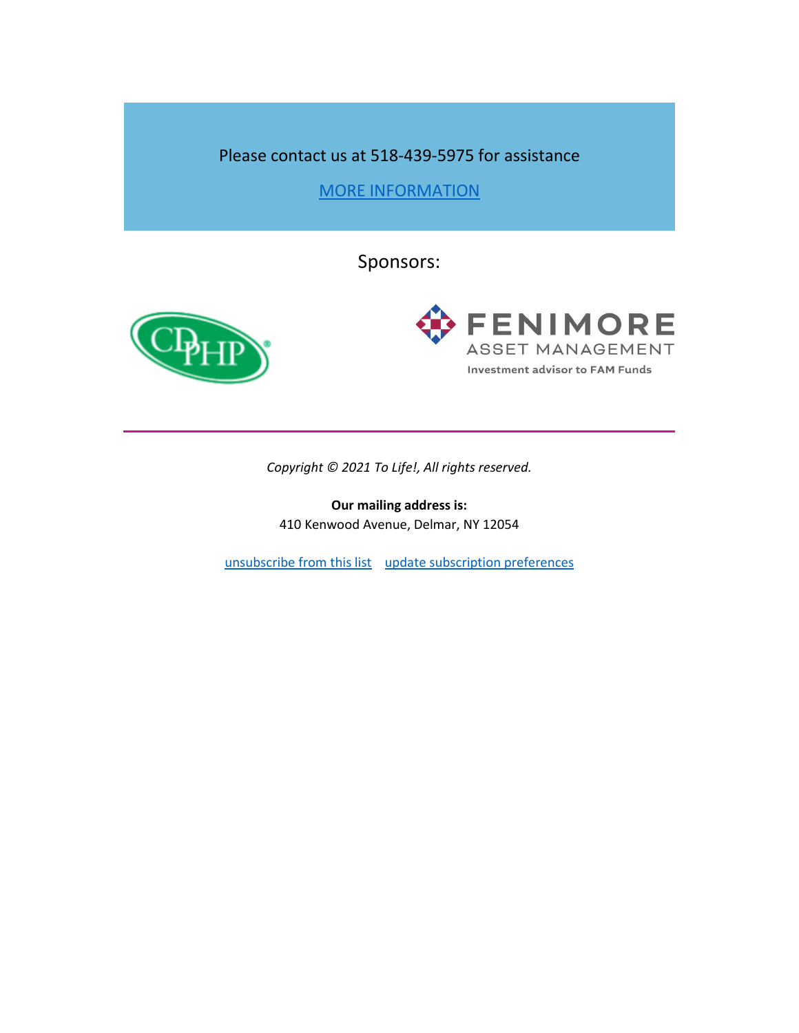Please contact us at 518-439-5975 for assistance

MORE INFORMATION

Sponsors:

CDPHP

FENIMORE ASSET MANAGEMENT
Investment advisor to FAM Funds

---

*Copyright © 2021 To Life!, All rights reserved.*

**Our mailing address is:**
410 Kenwood Avenue, Delmar, NY 12054

unsubscribe from this list    update subscription preferences